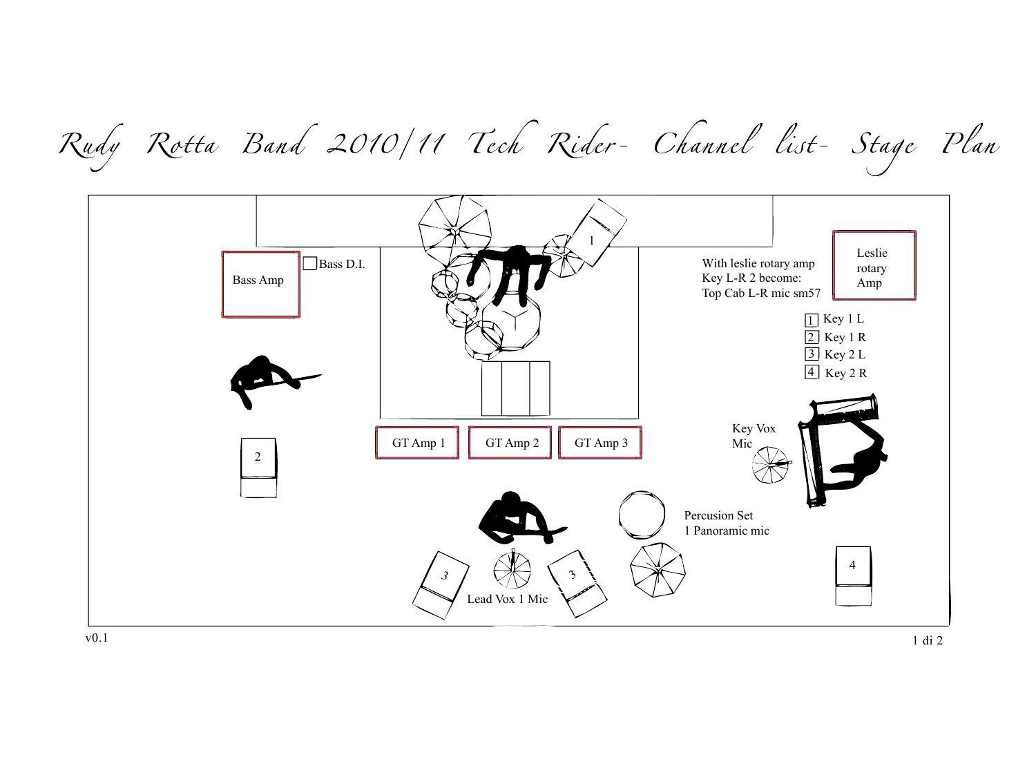# Rudy Rotta Band 2010/11 Tech Rider- Channel list- Stage Plan

Bass Amp

Bass D.I.

1

With leslie rotary amp
Key L-R 2 become:
Top Cab L-R mic sm57

Leslie
rotary
Amp

1 Key 1 L
2 Key 1 R
3 Key 2 L
4 Key 2 R

GT Amp 1

GT Amp 2

GT Amp 3

Key Vox
Mic

2

Percusion Set
1 Panoramic mic

3

3

Lead Vox 1 Mic

4

v0.1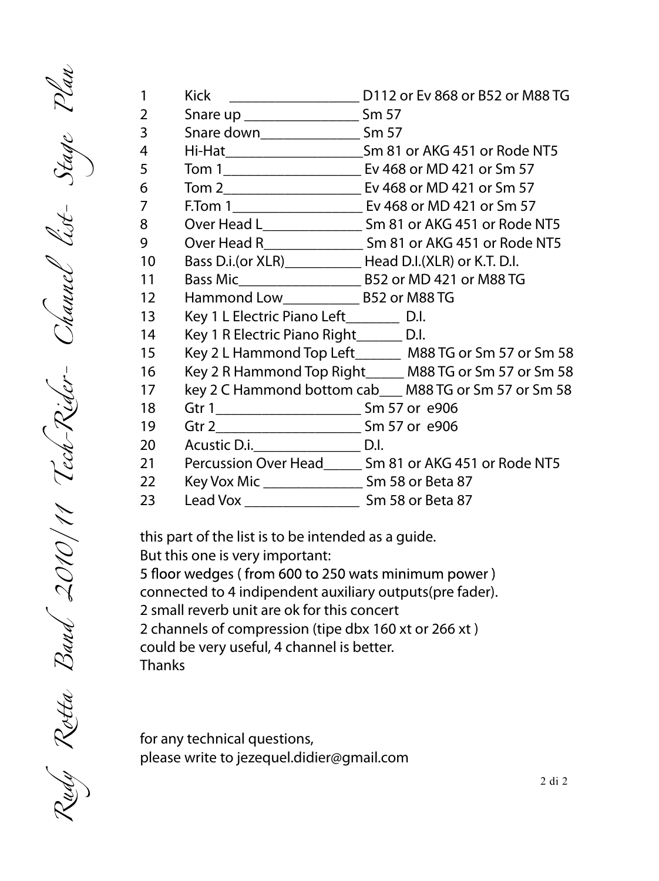# Rudy Rotta Band 2010/11 Tech-Rider- Channel list- Stage Plan

| | | |
|---|---|---|
| 1 | Kick | D112 or Ev 868 or B52 or M88 TG |
| 2 | Snare up | Sm 57 |
| 3 | Snare down | Sm 57 |
| 4 | Hi-Hat | Sm 81 or AKG 451 or Rode NT5 |
| 5 | Tom 1 | Ev 468 or MD 421 or Sm 57 |
| 6 | Tom 2 | Ev 468 or MD 421 or Sm 57 |
| 7 | F.Tom 1 | Ev 468 or MD 421 or Sm 57 |
| 8 | Over Head L | Sm 81 or AKG 451 or Rode NT5 |
| 9 | Over Head R | Sm 81 or AKG 451 or Rode NT5 |
| 10 | Bass D.i.(or XLR) | Head D.I.(XLR) or K.T. D.I. |
| 11 | Bass Mic | B52 or MD 421 or M88 TG |
| 12 | Hammond Low | B52 or M88 TG |
| 13 | Key 1 L Electric Piano Left | D.I. |
| 14 | Key 1 R Electric Piano Right | D.I. |
| 15 | Key 2 L Hammond Top Left | M88 TG or Sm 57 or Sm 58 |
| 16 | Key 2 R Hammond Top Right | M88 TG or Sm 57 or Sm 58 |
| 17 | key 2 C Hammond bottom cab | M88 TG or Sm 57 or Sm 58 |
| 18 | Gtr 1 | Sm 57 or e906 |
| 19 | Gtr 2 | Sm 57 or e906 |
| 20 | Acustic D.i. | D.I. |
| 21 | Percussion Over Head | Sm 81 or AKG 451 or Rode NT5 |
| 22 | Key Vox Mic | Sm 58 or Beta 87 |
| 23 | Lead Vox | Sm 58 or Beta 87 |

this part of the list is to be intended as a guide.
But this one is very important:
5 floor wedges ( from 600 to 250 wats minimum power )
connected to 4 indipendent auxiliary outputs(pre fader).
2 small reverb unit are ok for this concert
2 channels of compression (tipe dbx 160 xt or 266 xt )
could be very useful, 4 channel is better.
Thanks

for any technical questions,
please write to jezequel.didier@gmail.com